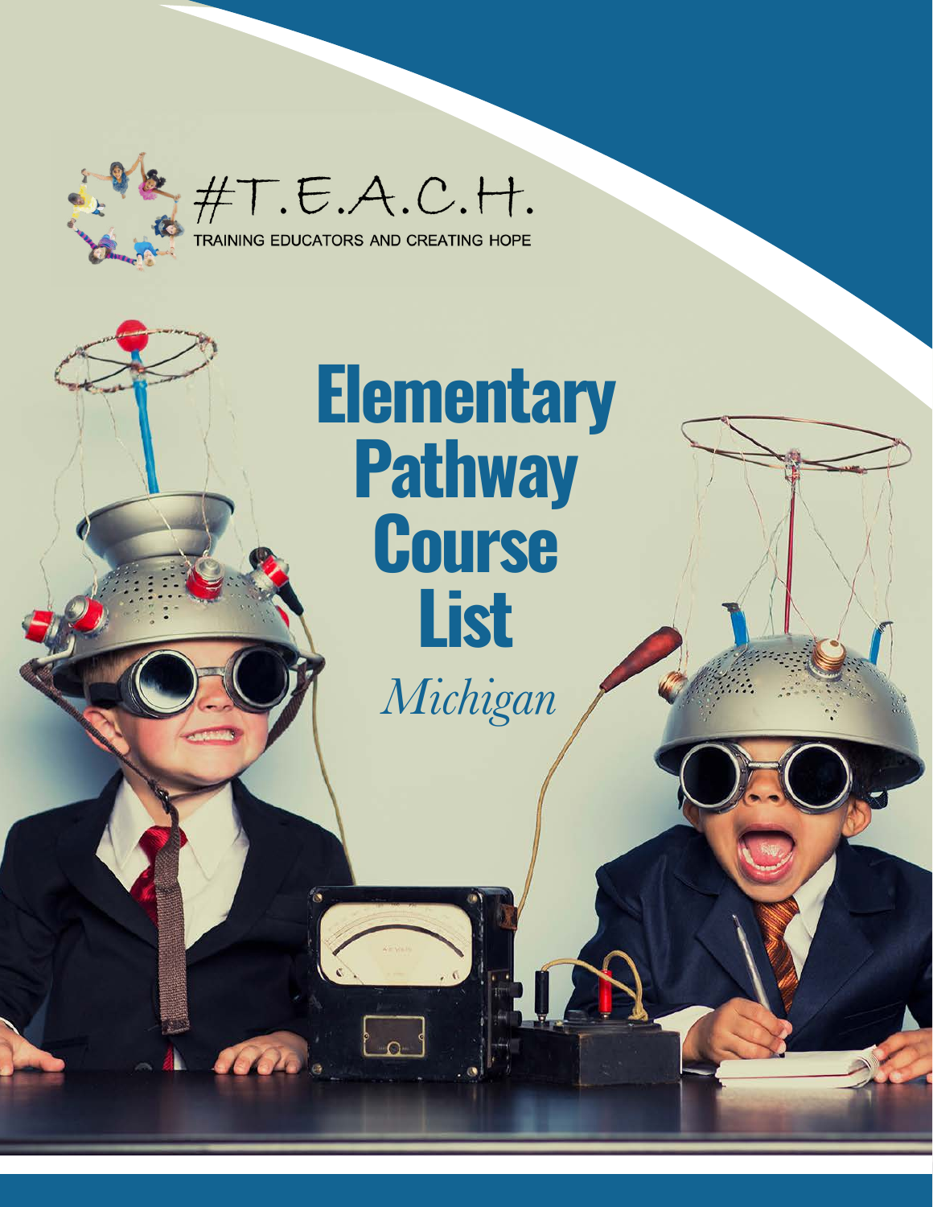#T.E.A.C.H.

TRAINING EDUCATORS AND CREATING HOPE

# Elementary Pathway Course List

*Michigan*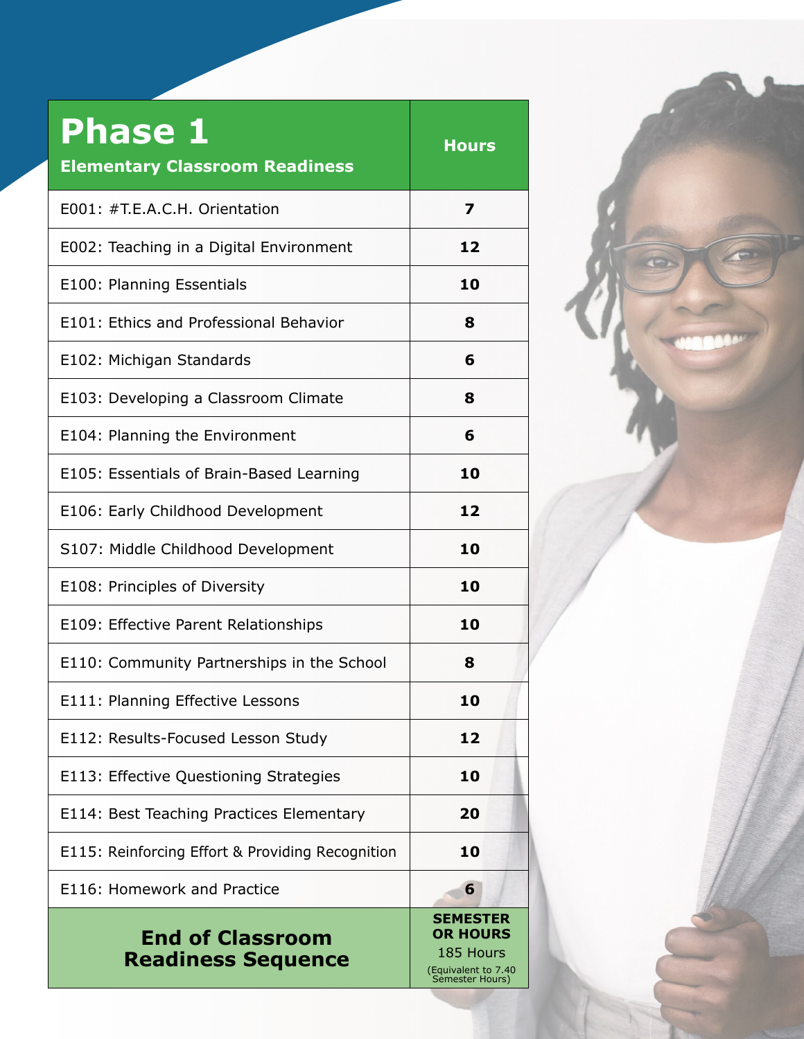| **Phase 1** Elementary Classroom Readiness | **Hours** |
| --- | --- |
| E001: #T.E.A.C.H. Orientation | **7** |
| E002: Teaching in a Digital Environment | **12** |
| E100: Planning Essentials | **10** |
| E101: Ethics and Professional Behavior | **8** |
| E102: Michigan Standards | **6** |
| E103: Developing a Classroom Climate | **8** |
| E104: Planning the Environment | **6** |
| E105: Essentials of Brain-Based Learning | **10** |
| E106: Early Childhood Development | **12** |
| S107: Middle Childhood Development | **10** |
| E108: Principles of Diversity | **10** |
| E109: Effective Parent Relationships | **10** |
| E110: Community Partnerships in the School | **8** |
| E111: Planning Effective Lessons | **10** |
| E112: Results-Focused Lesson Study | **12** |
| E113: Effective Questioning Strategies | **10** |
| E114: Best Teaching Practices Elementary | **20** |
| E115: Reinforcing Effort & Providing Recognition | **10** |
| E116: Homework and Practice | **6** |
| **End of Classroom Readiness Sequence** | **SEMESTER OR HOURS** 185 Hours (Equivalent to 7.40 Semester Hours) |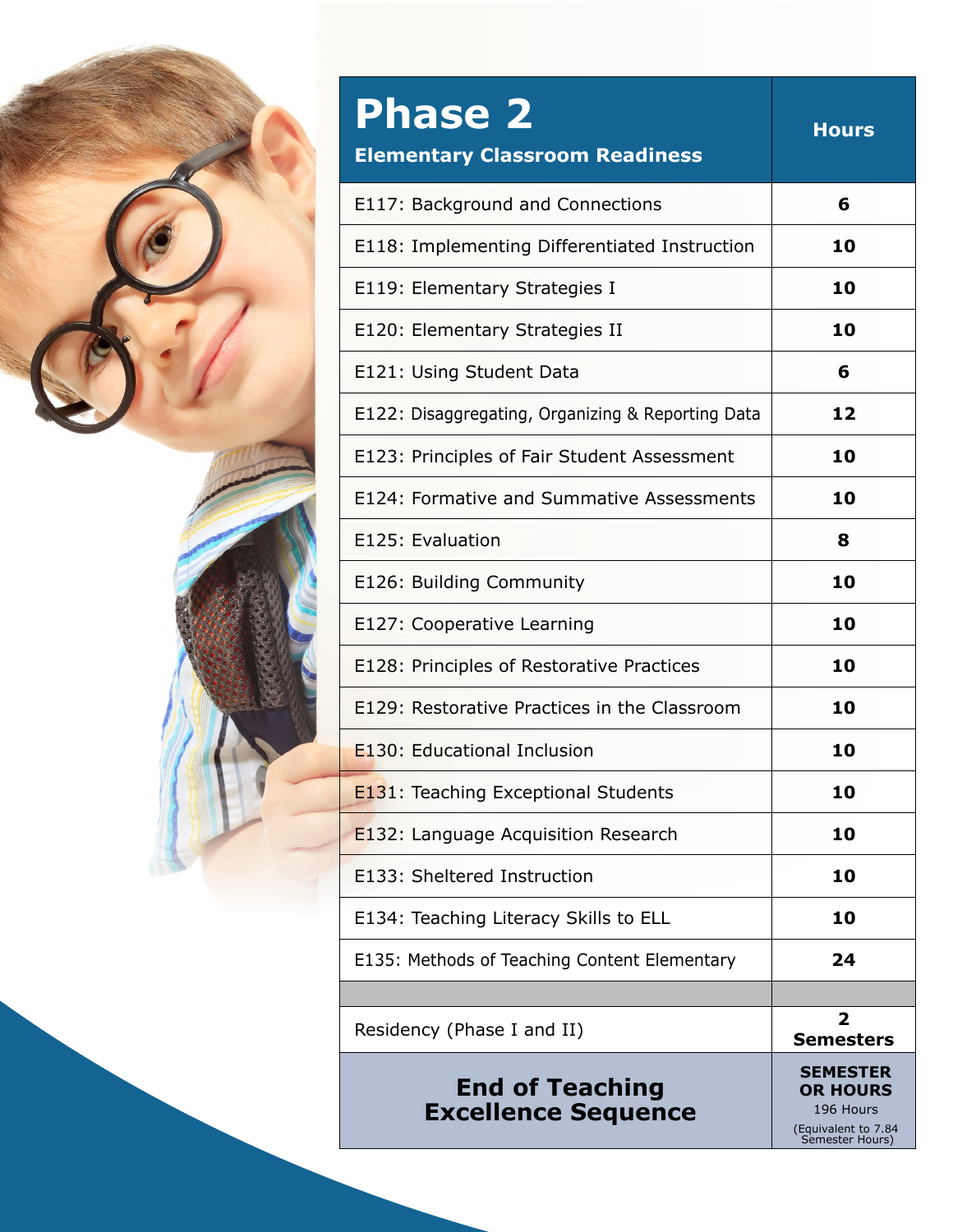| Phase 2<br>Elementary Classroom Readiness | Hours |
|---|---|
| E117: Background and Connections | **6** |
| E118: Implementing Differentiated Instruction | **10** |
| E119: Elementary Strategies I | **10** |
| E120: Elementary Strategies II | **10** |
| E121: Using Student Data | **6** |
| E122: Disaggregating, Organizing & Reporting Data | **12** |
| E123: Principles of Fair Student Assessment | **10** |
| E124: Formative and Summative Assessments | **10** |
| E125: Evaluation | **8** |
| E126: Building Community | **10** |
| E127: Cooperative Learning | **10** |
| E128: Principles of Restorative Practices | **10** |
| E129: Restorative Practices in the Classroom | **10** |
| E130: Educational Inclusion | **10** |
| E131: Teaching Exceptional Students | **10** |
| E132: Language Acquisition Research | **10** |
| E133: Sheltered Instruction | **10** |
| E134: Teaching Literacy Skills to ELL | **10** |
| E135: Methods of Teaching Content Elementary | **24** |
| | |
| Residency (Phase I and II) | **2 Semesters** |
| **End of Teaching Excellence Sequence** | **SEMESTER OR HOURS**<br>196 Hours<br>(Equivalent to 7.84 Semester Hours) |